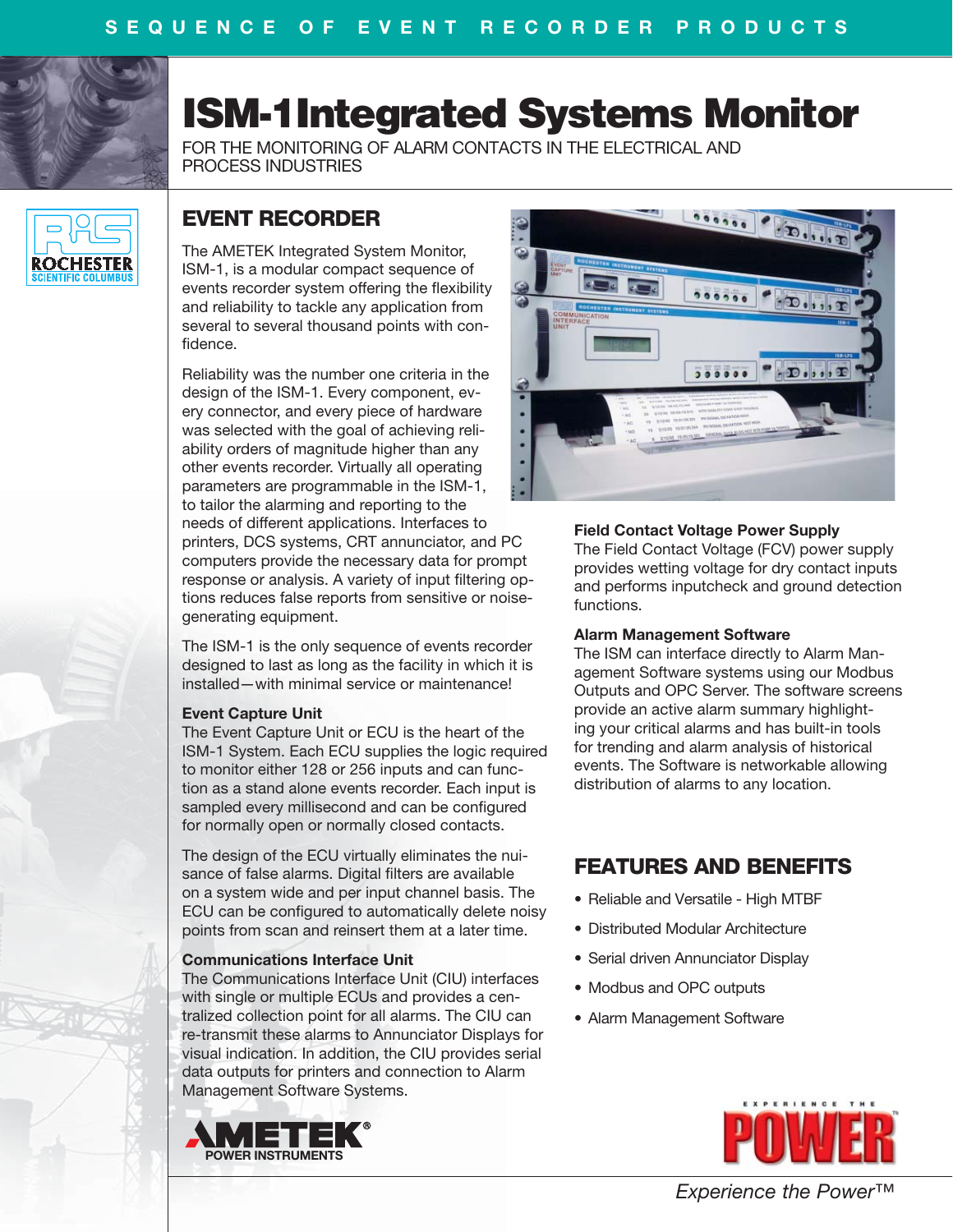SEQUENCE OF EVENT RECORDER PRODUCTS

# ISM-1 Integrated Systems Monitor

FOR THE MONITORING OF ALARM CONTACTS IN THE ELECTRICAL AND PROCESS INDUSTRIES

## EVENT RECORDER

The AMETEK Integrated System Monitor, ISM-1, is a modular compact sequence of events recorder system offering the flexibility and reliability to tackle any application from several to several thousand points with confidence.

Reliability was the number one criteria in the design of the ISM-1. Every component, every connector, and every piece of hardware was selected with the goal of achieving reliability orders of magnitude higher than any other events recorder. Virtually all operating parameters are programmable in the ISM-1, to tailor the alarming and reporting to the needs of different applications. Interfaces to printers, DCS systems, CRT annunciator, and PC computers provide the necessary data for prompt response or analysis. A variety of input filtering options reduces false reports from sensitive or noise-generating equipment.

The ISM-1 is the only sequence of events recorder designed to last as long as the facility in which it is installed—with minimal service or maintenance!

**Event Capture Unit**
The Event Capture Unit or ECU is the heart of the ISM-1 System. Each ECU supplies the logic required to monitor either 128 or 256 inputs and can function as a stand alone events recorder. Each input is sampled every millisecond and can be configured for normally open or normally closed contacts.

The design of the ECU virtually eliminates the nuisance of false alarms. Digital filters are available on a system wide and per input channel basis. The ECU can be configured to automatically delete noisy points from scan and reinsert them at a later time.

**Communications Interface Unit**
The Communications Interface Unit (CIU) interfaces with single or multiple ECUs and provides a centralized collection point for all alarms. The CIU can re-transmit these alarms to Annunciator Displays for visual indication. In addition, the CIU provides serial data outputs for printers and connection to Alarm Management Software Systems.

**Field Contact Voltage Power Supply**
The Field Contact Voltage (FCV) power supply provides wetting voltage for dry contact inputs and performs inputcheck and ground detection functions.

**Alarm Management Software**
The ISM can interface directly to Alarm Management Software systems using our Modbus Outputs and OPC Server. The software screens provide an active alarm summary highlighting your critical alarms and has built-in tools for trending and alarm analysis of historical events. The Software is networkable allowing distribution of alarms to any location.

## FEATURES AND BENEFITS

- Reliable and Versatile - High MTBF
- Distributed Modular Architecture
- Serial driven Annunciator Display
- Modbus and OPC outputs
- Alarm Management Software

AMETEK® POWER INSTRUMENTS

*Experience the Power™*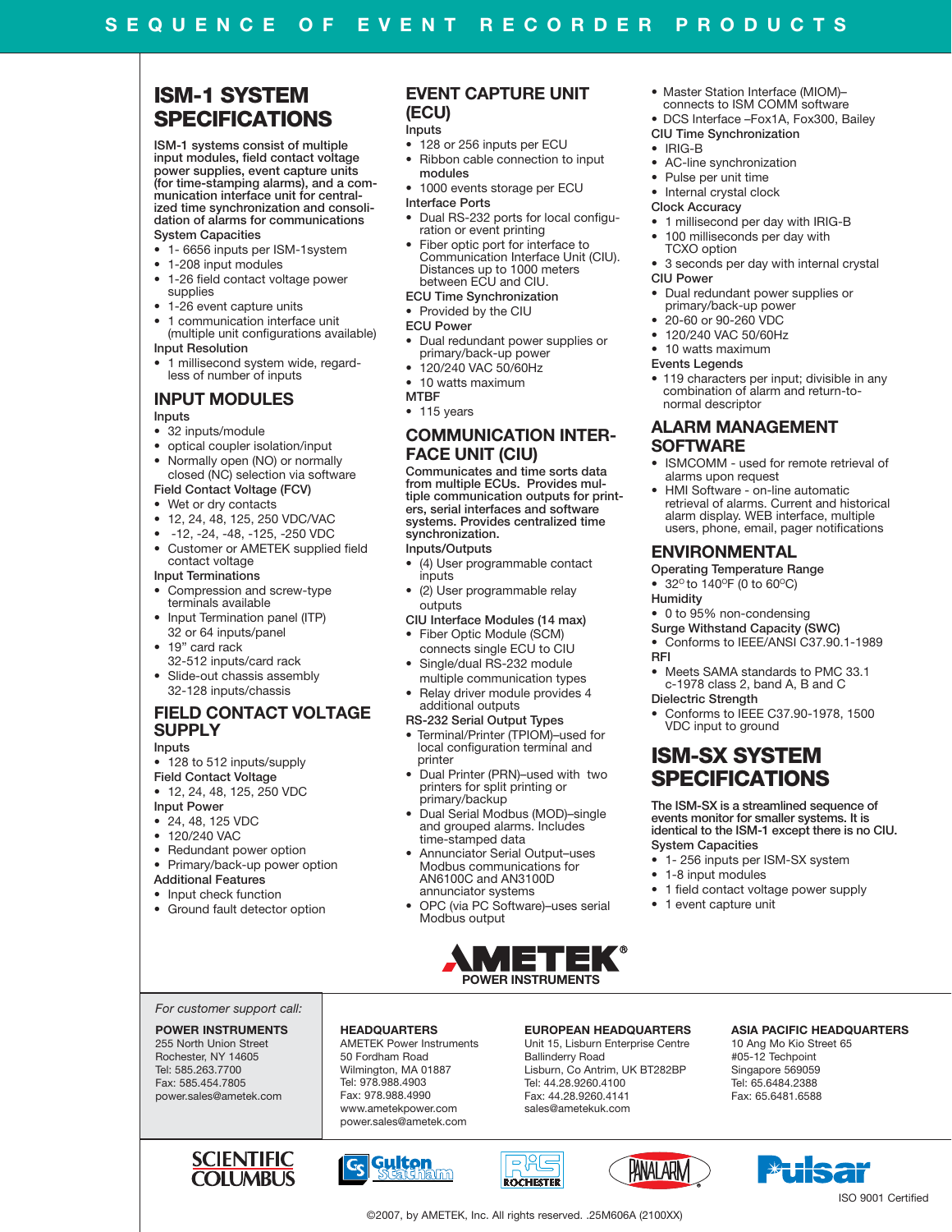# SEQUENCE OF EVENT RECORDER PRODUCTS

## ISM-1 SYSTEM SPECIFICATIONS

**ISM-1 systems consist of multiple input modules, field contact voltage power supplies, event capture units (for time-stamping alarms), and a communication interface unit for centralized time synchronization and consolidation of alarms for communications**

### System Capacities
- 1- 6656 inputs per ISM-1system
- 1-208 input modules
- 1-26 field contact voltage power supplies
- 1-26 event capture units
- 1 communication interface unit (multiple unit configurations available)

### Input Resolution
- 1 millisecond system wide, regardless of number of inputs

## INPUT MODULES

### Inputs
- 32 inputs/module
- optical coupler isolation/input
- Normally open (NO) or normally closed (NC) selection via software

### Field Contact Voltage (FCV)
- Wet or dry contacts
- 12, 24, 48, 125, 250 VDC/VAC
- -12, -24, -48, -125, -250 VDC
- Customer or AMETEK supplied field contact voltage

### Input Terminations
- Compression and screw-type terminals available
- Input Termination panel (ITP) 32 or 64 inputs/panel
- 19" card rack 32-512 inputs/card rack
- Slide-out chassis assembly 32-128 inputs/chassis

## FIELD CONTACT VOLTAGE SUPPLY

### Inputs
- 128 to 512 inputs/supply

### Field Contact Voltage
- 12, 24, 48, 125, 250 VDC

### Input Power
- 24, 48, 125 VDC
- 120/240 VAC
- Redundant power option
- Primary/back-up power option

### Additional Features
- Input check function
- Ground fault detector option

## EVENT CAPTURE UNIT (ECU)

### Inputs
- 128 or 256 inputs per ECU
- Ribbon cable connection to input modules
- 1000 events storage per ECU

### Interface Ports
- Dual RS-232 ports for local configuration or event printing
- Fiber optic port for interface to Communication Interface Unit (CIU). Distances up to 1000 meters between ECU and CIU.

### ECU Time Synchronization
- Provided by the CIU

### ECU Power
- Dual redundant power supplies or primary/back-up power
- 120/240 VAC 50/60Hz
- 10 watts maximum

### MTBF
- 115 years

## COMMUNICATION INTERFACE UNIT (CIU)

**Communicates and time sorts data from multiple ECUs. Provides multiple communication outputs for printers, serial interfaces and software systems. Provides centralized time synchronization.**

### Inputs/Outputs
- (4) User programmable contact inputs
- (2) User programmable relay outputs

### CIU Interface Modules (14 max)
- Fiber Optic Module (SCM) connects single ECU to CIU
- Single/dual RS-232 module multiple communication types
- Relay driver module provides 4 additional outputs

### RS-232 Serial Output Types
- Terminal/Printer (TPIOM)–used for local configuration terminal and printer
- Dual Printer (PRN)–used with two printers for split printing or primary/backup
- Dual Serial Modbus (MOD)–single and grouped alarms. Includes time-stamped data
- Annunciator Serial Output–uses Modbus communications for AN6100C and AN3100D annunciator systems
- OPC (via PC Software)–uses serial Modbus output
- Master Station Interface (MIOM)–connects to ISM COMM software
- DCS Interface –Fox1A, Fox300, Bailey

### CIU Time Synchronization
- IRIG-B
- AC-line synchronization
- Pulse per unit time
- Internal crystal clock

### Clock Accuracy
- 1 millisecond per day with IRIG-B
- 100 milliseconds per day with TCXO option
- 3 seconds per day with internal crystal

### CIU Power
- Dual redundant power supplies or primary/back-up power
- 20-60 or 90-260 VDC
- 120/240 VAC 50/60Hz
- 10 watts maximum

### Events Legends
- 119 characters per input; divisible in any combination of alarm and return-to-normal descriptor

## ALARM MANAGEMENT SOFTWARE
- ISMCOMM - used for remote retrieval of alarms upon request
- HMI Software - on-line automatic retrieval of alarms. Current and historical alarm display. WEB interface, multiple users, phone, email, pager notifications

## ENVIRONMENTAL

### Operating Temperature Range
- 32°to 140°F (0 to 60°C)

### Humidity
- 0 to 95% non-condensing

### Surge Withstand Capacity (SWC)
- Conforms to IEEE/ANSI C37.90.1-1989

### RFI
- Meets SAMA standards to PMC 33.1 c-1978 class 2, band A, B and C

### Dielectric Strength
- Conforms to IEEE C37.90-1978, 1500 VDC input to ground

## ISM-SX SYSTEM SPECIFICATIONS

**The ISM-SX is a streamlined sequence of events monitor for smaller systems. It is identical to the ISM-1 except there is no CIU.**

### System Capacities
- 1- 256 inputs per ISM-SX system
- 1-8 input modules
- 1 field contact voltage power supply
- 1 event capture unit

AMETEK® POWER INSTRUMENTS

*For customer support call:*

**POWER INSTRUMENTS**
255 North Union Street
Rochester, NY 14605
Tel: 585.263.7700
Fax: 585.454.7805
power.sales@ametek.com

**HEADQUARTERS**
AMETEK Power Instruments
50 Fordham Road
Wilmington, MA 01887
Tel: 978.988.4903
Fax: 978.988.4990
www.ametekpower.com
power.sales@ametek.com

**EUROPEAN HEADQUARTERS**
Unit 15, Lisburn Enterprise Centre
Ballinderry Road
Lisburn, Co Antrim, UK BT282BP
Tel: 44.28.9260.4100
Fax: 44.28.9260.4141
sales@ametekuk.com

**ASIA PACIFIC HEADQUARTERS**
10 Ang Mo Kio Street 65
#05-12 Techpoint
Singapore 569059
Tel: 65.6484.2388
Fax: 65.6481.6588

SCIENTIFIC COLUMBUS · Gulton Statham · RIS ROCHESTER · PANALARM · Pulsar

ISO 9001 Certified

©2007, by AMETEK, Inc. All rights reserved. .25M606A (2100XX)